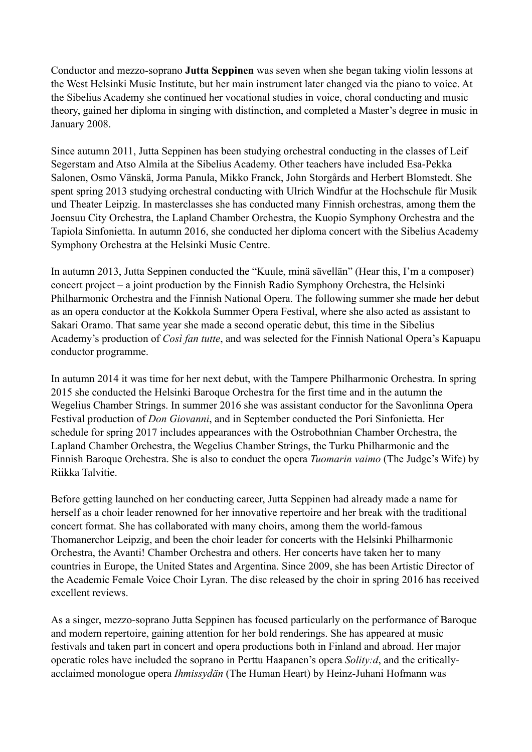Conductor and mezzo-soprano **Jutta Seppinen** was seven when she began taking violin lessons at the West Helsinki Music Institute, but her main instrument later changed via the piano to voice. At the Sibelius Academy she continued her vocational studies in voice, choral conducting and music theory, gained her diploma in singing with distinction, and completed a Master's degree in music in January 2008.

Since autumn 2011, Jutta Seppinen has been studying orchestral conducting in the classes of Leif Segerstam and Atso Almila at the Sibelius Academy. Other teachers have included Esa-Pekka Salonen, Osmo Vänskä, Jorma Panula, Mikko Franck, John Storgårds and Herbert Blomstedt. She spent spring 2013 studying orchestral conducting with Ulrich Windfur at the Hochschule für Musik und Theater Leipzig. In masterclasses she has conducted many Finnish orchestras, among them the Joensuu City Orchestra, the Lapland Chamber Orchestra, the Kuopio Symphony Orchestra and the Tapiola Sinfonietta. In autumn 2016, she conducted her diploma concert with the Sibelius Academy Symphony Orchestra at the Helsinki Music Centre.

In autumn 2013, Jutta Seppinen conducted the "Kuule, minä sävellän" (Hear this, I'm a composer) concert project – a joint production by the Finnish Radio Symphony Orchestra, the Helsinki Philharmonic Orchestra and the Finnish National Opera. The following summer she made her debut as an opera conductor at the Kokkola Summer Opera Festival, where she also acted as assistant to Sakari Oramo. That same year she made a second operatic debut, this time in the Sibelius Academy's production of *Così fan tutte*, and was selected for the Finnish National Opera's Kapuapu conductor programme.

In autumn 2014 it was time for her next debut, with the Tampere Philharmonic Orchestra. In spring 2015 she conducted the Helsinki Baroque Orchestra for the first time and in the autumn the Wegelius Chamber Strings. In summer 2016 she was assistant conductor for the Savonlinna Opera Festival production of *Don Giovanni*, and in September conducted the Pori Sinfonietta. Her schedule for spring 2017 includes appearances with the Ostrobothnian Chamber Orchestra, the Lapland Chamber Orchestra, the Wegelius Chamber Strings, the Turku Philharmonic and the Finnish Baroque Orchestra. She is also to conduct the opera *Tuomarin vaimo* (The Judge's Wife) by Riikka Talvitie.

Before getting launched on her conducting career, Jutta Seppinen had already made a name for herself as a choir leader renowned for her innovative repertoire and her break with the traditional concert format. She has collaborated with many choirs, among them the world-famous Thomanerchor Leipzig, and been the choir leader for concerts with the Helsinki Philharmonic Orchestra, the Avanti! Chamber Orchestra and others. Her concerts have taken her to many countries in Europe, the United States and Argentina. Since 2009, she has been Artistic Director of the Academic Female Voice Choir Lyran. The disc released by the choir in spring 2016 has received excellent reviews.

As a singer, mezzo-soprano Jutta Seppinen has focused particularly on the performance of Baroque and modern repertoire, gaining attention for her bold renderings. She has appeared at music festivals and taken part in concert and opera productions both in Finland and abroad. Her major operatic roles have included the soprano in Perttu Haapanen's opera *Solity:d*, and the critically-acclaimed monologue opera *Ihmissydän* (The Human Heart) by Heinz-Juhani Hofmann was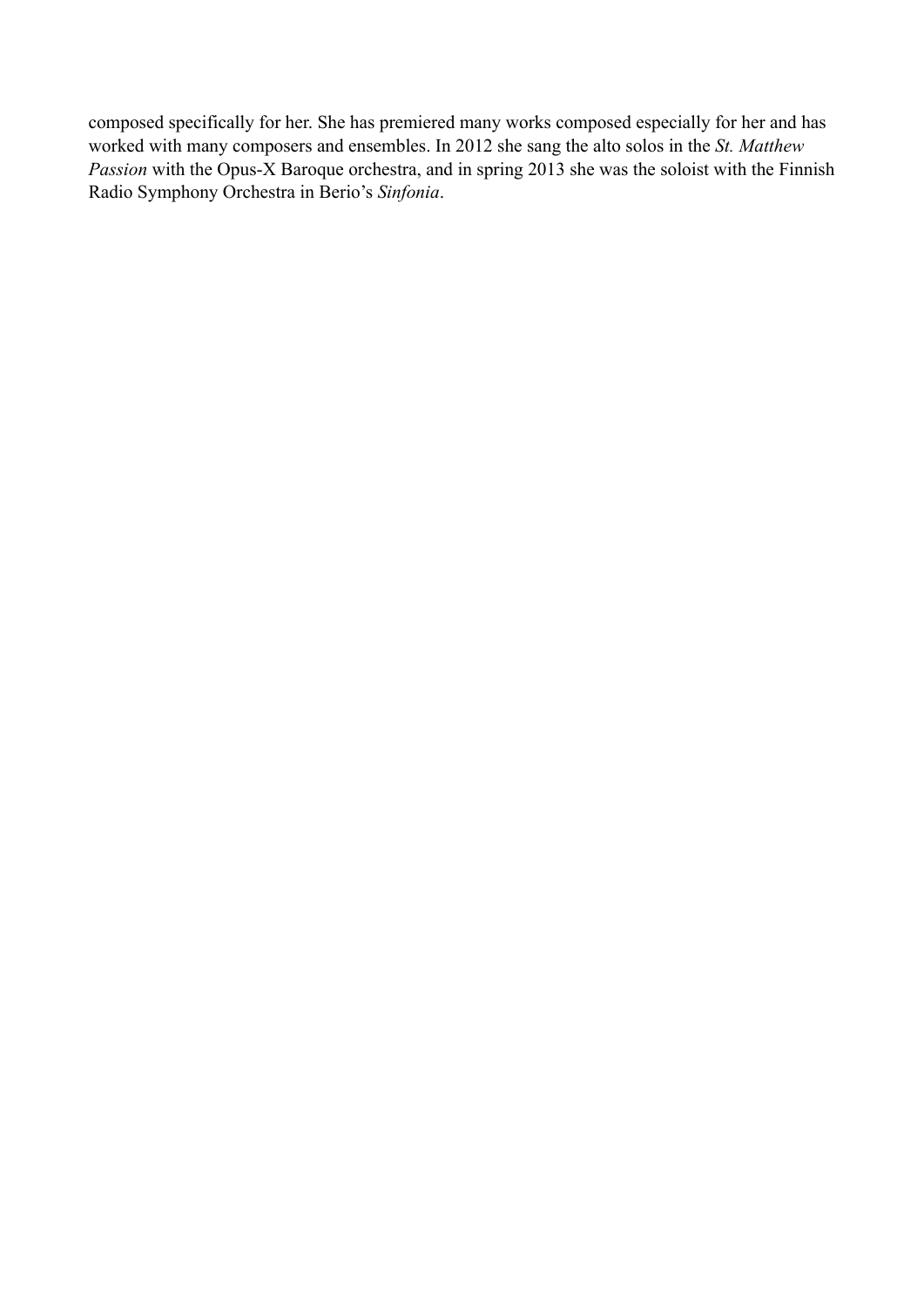composed specifically for her. She has premiered many works composed especially for her and has worked with many composers and ensembles. In 2012 she sang the alto solos in the *St. Matthew Passion* with the Opus-X Baroque orchestra, and in spring 2013 she was the soloist with the Finnish Radio Symphony Orchestra in Berio's *Sinfonia*.